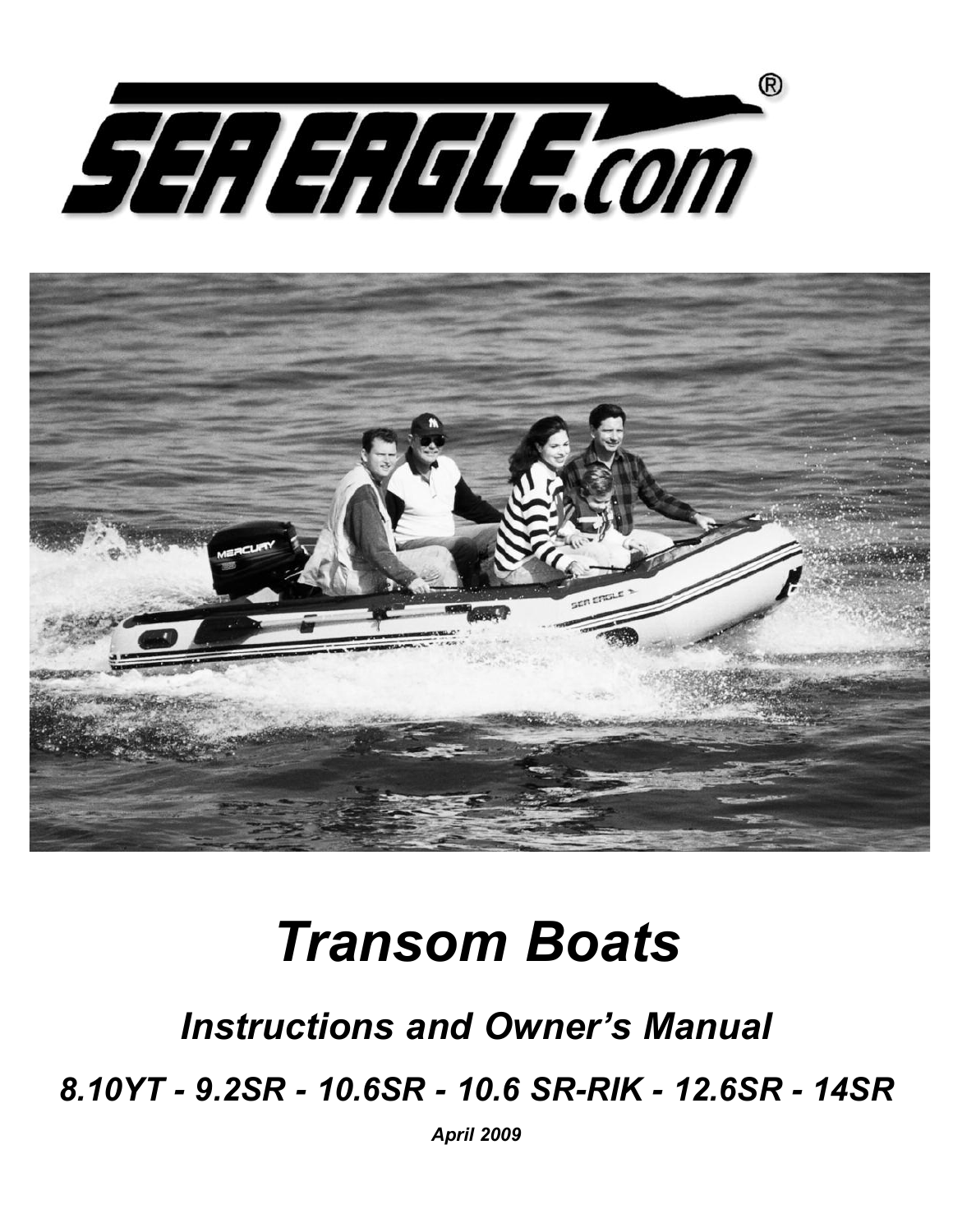# SEA EAGLE.com®

# *Transom Boats*

## *Instructions and Owner's Manual*

***8.10YT - 9.2SR - 10.6SR - 10.6 SR-RIK - 12.6SR - 14SR***

***April 2009***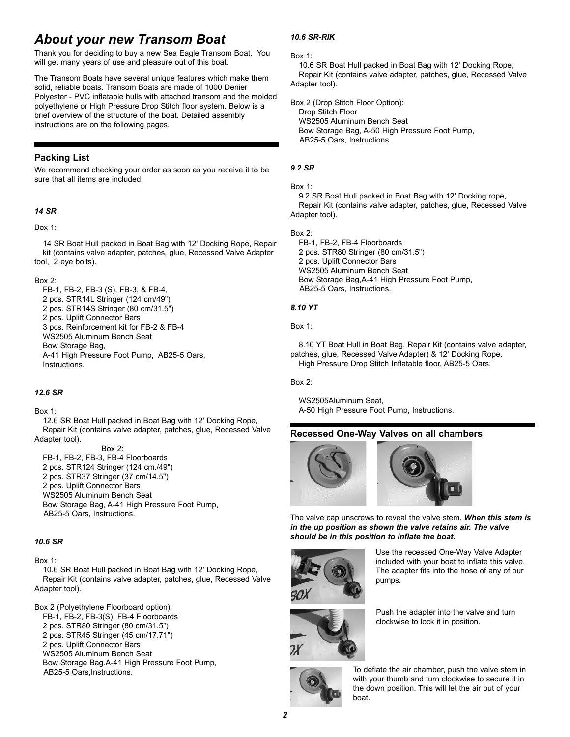# About your new Transom Boat

Thank you for deciding to buy a new Sea Eagle Transom Boat. You will get many years of use and pleasure out of this boat.

The Transom Boats have several unique features which make them solid, reliable boats. Transom Boats are made of 1000 Denier Polyester - PVC inflatable hulls with attached transom and the molded polyethylene or High Pressure Drop Stitch floor system. Below is a brief overview of the structure of the boat. Detailed assembly instructions are on the following pages.

## Packing List

We recommend checking your order as soon as you receive it to be sure that all items are included.

### *14 SR*

Box 1:

14 SR Boat Hull packed in Boat Bag with 12' Docking Rope, Repair kit (contains valve adapter, patches, glue, Recessed Valve Adapter tool, 2 eye bolts).

Box 2:

FB-1, FB-2, FB-3 (S), FB-3, & FB-4,
2 pcs. STR14L Stringer (124 cm/49")
2 pcs. STR14S Stringer (80 cm/31.5")
2 pcs. Uplift Connector Bars
3 pcs. Reinforcement kit for FB-2 & FB-4
WS2505 Aluminum Bench Seat
Bow Storage Bag,
A-41 High Pressure Foot Pump, AB25-5 Oars,
Instructions.

### *12.6 SR*

Box 1:

12.6 SR Boat Hull packed in Boat Bag with 12' Docking Rope, Repair Kit (contains valve adapter, patches, glue, Recessed Valve Adapter tool).

Box 2:

FB-1, FB-2, FB-3, FB-4 Floorboards
2 pcs. STR124 Stringer (124 cm./49")
2 pcs. STR37 Stringer (37 cm/14.5")
2 pcs. Uplift Connector Bars
WS2505 Aluminum Bench Seat
Bow Storage Bag, A-41 High Pressure Foot Pump,
AB25-5 Oars, Instructions.

### *10.6 SR*

Box 1:

10.6 SR Boat Hull packed in Boat Bag with 12' Docking Rope, Repair Kit (contains valve adapter, patches, glue, Recessed Valve Adapter tool).

Box 2 (Polyethylene Floorboard option):

FB-1, FB-2, FB-3(S), FB-4 Floorboards
2 pcs. STR80 Stringer (80 cm/31.5")
2 pcs. STR45 Stringer (45 cm/17.71")
2 pcs. Uplift Connector Bars
WS2505 Aluminum Bench Seat
Bow Storage Bag.A-41 High Pressure Foot Pump,
AB25-5 Oars,Instructions.

### *10.6 SR-RIK*

Box 1:

10.6 SR Boat Hull packed in Boat Bag with 12' Docking Rope, Repair Kit (contains valve adapter, patches, glue, Recessed Valve Adapter tool).

Box 2 (Drop Stitch Floor Option):

Drop Stitch Floor
WS2505 Aluminum Bench Seat
Bow Storage Bag, A-50 High Pressure Foot Pump,
AB25-5 Oars, Instructions.

### *9.2 SR*

Box 1:

9.2 SR Boat Hull packed in Boat Bag with 12' Docking rope, Repair Kit (contains valve adapter, patches, glue, Recessed Valve Adapter tool).

Box 2:

FB-1, FB-2, FB-4 Floorboards
2 pcs. STR80 Stringer (80 cm/31.5")
2 pcs. Uplift Connector Bars
WS2505 Aluminum Bench Seat
Bow Storage Bag,A-41 High Pressure Foot Pump,
AB25-5 Oars, Instructions.

### *8.10 YT*

Box 1:

8.10 YT Boat Hull in Boat Bag, Repair Kit (contains valve adapter, patches, glue, Recessed Valve Adapter) & 12' Docking Rope.
High Pressure Drop Stitch Inflatable floor, AB25-5 Oars.

Box 2:

WS2505Aluminum Seat,
A-50 High Pressure Foot Pump, Instructions.

## Recessed One-Way Valves on all chambers

The valve cap unscrews to reveal the valve stem. ***When this stem is in the up position as shown the valve retains air. The valve should be in this position to inflate the boat.***

Use the recessed One-Way Valve Adapter included with your boat to inflate this valve. The adapter fits into the hose of any of our pumps.

Push the adapter into the valve and turn clockwise to lock it in position.

To deflate the air chamber, push the valve stem in with your thumb and turn clockwise to secure it in the down position. This will let the air out of your boat.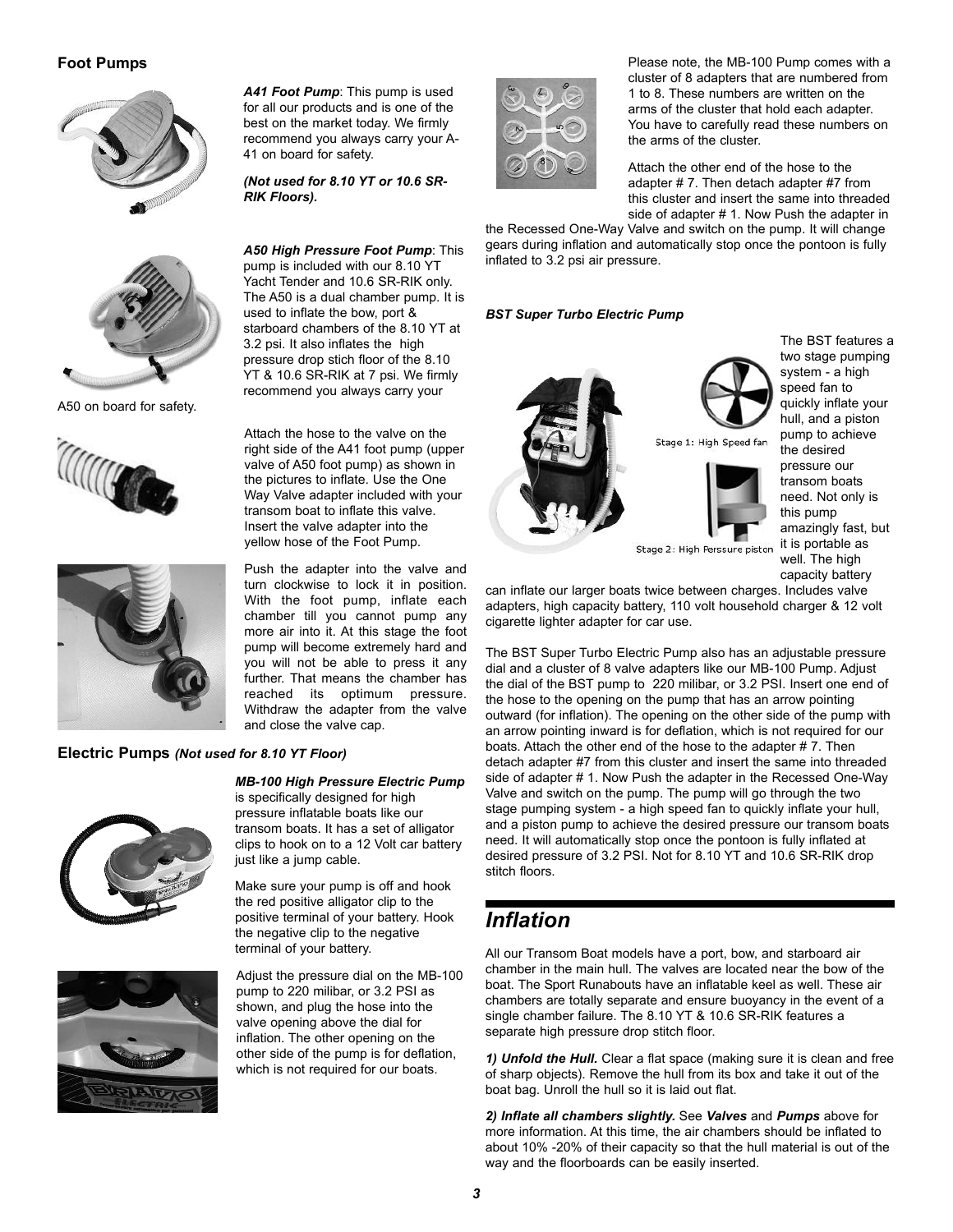## Foot Pumps

***A41 Foot Pump***: This pump is used for all our products and is one of the best on the market today. We firmly recommend you always carry your A-41 on board for safety.

***(Not used for 8.10 YT or 10.6 SR-RIK Floors).***

***A50 High Pressure Foot Pump***: This pump is included with our 8.10 YT Yacht Tender and 10.6 SR-RIK only. The A50 is a dual chamber pump. It is used to inflate the bow, port & starboard chambers of the 8.10 YT at 3.2 psi. It also inflates the high pressure drop stich floor of the 8.10 YT & 10.6 SR-RIK at 7 psi. We firmly recommend you always carry your A50 on board for safety.

Attach the hose to the valve on the right side of the A41 foot pump (upper valve of A50 foot pump) as shown in the pictures to inflate. Use the One Way Valve adapter included with your transom boat to inflate this valve. Insert the valve adapter into the yellow hose of the Foot Pump.

Push the adapter into the valve and turn clockwise to lock it in position. With the foot pump, inflate each chamber till you cannot pump any more air into it. At this stage the foot pump will become extremely hard and you will not be able to press it any further. That means the chamber has reached its optimum pressure. Withdraw the adapter from the valve and close the valve cap.

## Electric Pumps *(Not used for 8.10 YT Floor)*

***MB-100 High Pressure Electric Pump*** is specifically designed for high pressure inflatable boats like our transom boats. It has a set of alligator clips to hook on to a 12 Volt car battery just like a jump cable.

Make sure your pump is off and hook the red positive alligator clip to the positive terminal of your battery. Hook the negative clip to the negative terminal of your battery.

Adjust the pressure dial on the MB-100 pump to 220 milibar, or 3.2 PSI as shown, and plug the hose into the valve opening above the dial for inflation. The other opening on the other side of the pump is for deflation, which is not required for our boats.

Please note, the MB-100 Pump comes with a cluster of 8 adapters that are numbered from 1 to 8. These numbers are written on the arms of the cluster that hold each adapter. You have to carefully read these numbers on the arms of the cluster.

Attach the other end of the hose to the adapter # 7. Then detach adapter #7 from this cluster and insert the same into threaded side of adapter # 1. Now Push the adapter in the Recessed One-Way Valve and switch on the pump. It will change gears during inflation and automatically stop once the pontoon is fully inflated to 3.2 psi air pressure.

***BST Super Turbo Electric Pump***

Stage 1: High Speed fan

Stage 2: High Perssure piston

The BST features a two stage pumping system - a high speed fan to quickly inflate your hull, and a piston pump to achieve the desired pressure our transom boats need. Not only is this pump amazingly fast, but it is portable as well. The high capacity battery can inflate our larger boats twice between charges. Includes valve adapters, high capacity battery, 110 volt household charger & 12 volt cigarette lighter adapter for car use.

The BST Super Turbo Electric Pump also has an adjustable pressure dial and a cluster of 8 valve adapters like our MB-100 Pump. Adjust the dial of the BST pump to 220 milibar, or 3.2 PSI. Insert one end of the hose to the opening on the pump that has an arrow pointing outward (for inflation). The opening on the other side of the pump with an arrow pointing inward is for deflation, which is not required for our boats. Attach the other end of the hose to the adapter # 7. Then detach adapter #7 from this cluster and insert the same into threaded side of adapter # 1. Now Push the adapter in the Recessed One-Way Valve and switch on the pump. The pump will go through the two stage pumping system - a high speed fan to quickly inflate your hull, and a piston pump to achieve the desired pressure our transom boats need. It will automatically stop once the pontoon is fully inflated at desired pressure of 3.2 PSI. Not for 8.10 YT and 10.6 SR-RIK drop stitch floors.

# *Inflation*

All our Transom Boat models have a port, bow, and starboard air chamber in the main hull. The valves are located near the bow of the boat. The Sport Runabouts have an inflatable keel as well. These air chambers are totally separate and ensure buoyancy in the event of a single chamber failure. The 8.10 YT & 10.6 SR-RIK features a separate high pressure drop stitch floor.

***1) Unfold the Hull.*** Clear a flat space (making sure it is clean and free of sharp objects). Remove the hull from its box and take it out of the boat bag. Unroll the hull so it is laid out flat.

***2) Inflate all chambers slightly.*** See ***Valves*** and ***Pumps*** above for more information. At this time, the air chambers should be inflated to about 10% -20% of their capacity so that the hull material is out of the way and the floorboards can be easily inserted.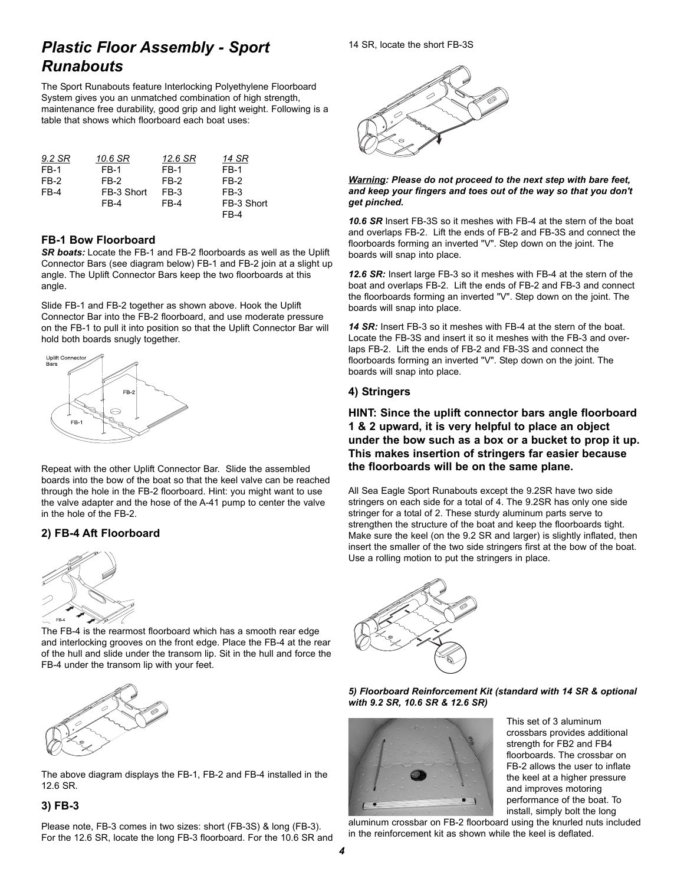# Plastic Floor Assembly - Sport Runabouts

The Sport Runabouts feature Interlocking Polyethylene Floorboard System gives you an unmatched combination of high strength, maintenance free durability, good grip and light weight. Following is a table that shows which floorboard each boat uses:

| 9.2 SR | 10.6 SR | 12.6 SR | 14 SR |
|---|---|---|---|
| FB-1 | FB-1 | FB-1 | FB-1 |
| FB-2 | FB-2 | FB-2 | FB-2 |
| FB-4 | FB-3 Short | FB-3 | FB-3 |
| | FB-4 | FB-4 | FB-3 Short |
| | | | FB-4 |

### FB-1 Bow Floorboard

***SR boats:*** Locate the FB-1 and FB-2 floorboards as well as the Uplift Connector Bars (see diagram below) FB-1 and FB-2 join at a slight up angle. The Uplift Connector Bars keep the two floorboards at this angle.

Slide FB-1 and FB-2 together as shown above. Hook the Uplift Connector Bar into the FB-2 floorboard, and use moderate pressure on the FB-1 to pull it into position so that the Uplift Connector Bar will hold both boards snugly together.

Repeat with the other Uplift Connector Bar. Slide the assembled boards into the bow of the boat so that the keel valve can be reached through the hole in the FB-2 floorboard. Hint: you might want to use the valve adapter and the hose of the A-41 pump to center the valve in the hole of the FB-2.

### 2) FB-4 Aft Floorboard

The FB-4 is the rearmost floorboard which has a smooth rear edge and interlocking grooves on the front edge. Place the FB-4 at the rear of the hull and slide under the transom lip. Sit in the hull and force the FB-4 under the transom lip with your feet.

The above diagram displays the FB-1, FB-2 and FB-4 installed in the 12.6 SR.

### 3) FB-3

Please note, FB-3 comes in two sizes: short (FB-3S) & long (FB-3). For the 12.6 SR, locate the long FB-3 floorboard. For the 10.6 SR and 14 SR, locate the short FB-3S

***Warning**: Please do not proceed to the next step with bare feet, and keep your fingers and toes out of the way so that you don't get pinched.*

***10.6 SR*** Insert FB-3S so it meshes with FB-4 at the stern of the boat and overlaps FB-2. Lift the ends of FB-2 and FB-3S and connect the floorboards forming an inverted "V". Step down on the joint. The boards will snap into place.

***12.6 SR:*** Insert large FB-3 so it meshes with FB-4 at the stern of the boat and overlaps FB-2. Lift the ends of FB-2 and FB-3 and connect the floorboards forming an inverted "V". Step down on the joint. The boards will snap into place.

***14 SR:*** Insert FB-3 so it meshes with FB-4 at the stern of the boat. Locate the FB-3S and insert it so it meshes with the FB-3 and overlaps FB-2. Lift the ends of FB-2 and FB-3S and connect the floorboards forming an inverted "V". Step down on the joint. The boards will snap into place.

### 4) Stringers

**HINT: Since the uplift connector bars angle floorboard 1 & 2 upward, it is very helpful to place an object under the bow such as a box or a bucket to prop it up. This makes insertion of stringers far easier because the floorboards will be on the same plane.**

All Sea Eagle Sport Runabouts except the 9.2SR have two side stringers on each side for a total of 4. The 9.2SR has only one side stringer for a total of 2. These sturdy aluminum parts serve to strengthen the structure of the boat and keep the floorboards tight. Make sure the keel (on the 9.2 SR and larger) is slightly inflated, then insert the smaller of the two side stringers first at the bow of the boat. Use a rolling motion to put the stringers in place.

***5) Floorboard Reinforcement Kit (standard with 14 SR & optional with 9.2 SR, 10.6 SR & 12.6 SR)***

This set of 3 aluminum crossbars provides additional strength for FB2 and FB4 floorboards. The crossbar on FB-2 allows the user to inflate the keel at a higher pressure and improves motoring performance of the boat. To install, simply bolt the long aluminum crossbar on FB-2 floorboard using the knurled nuts included in the reinforcement kit as shown while the keel is deflated.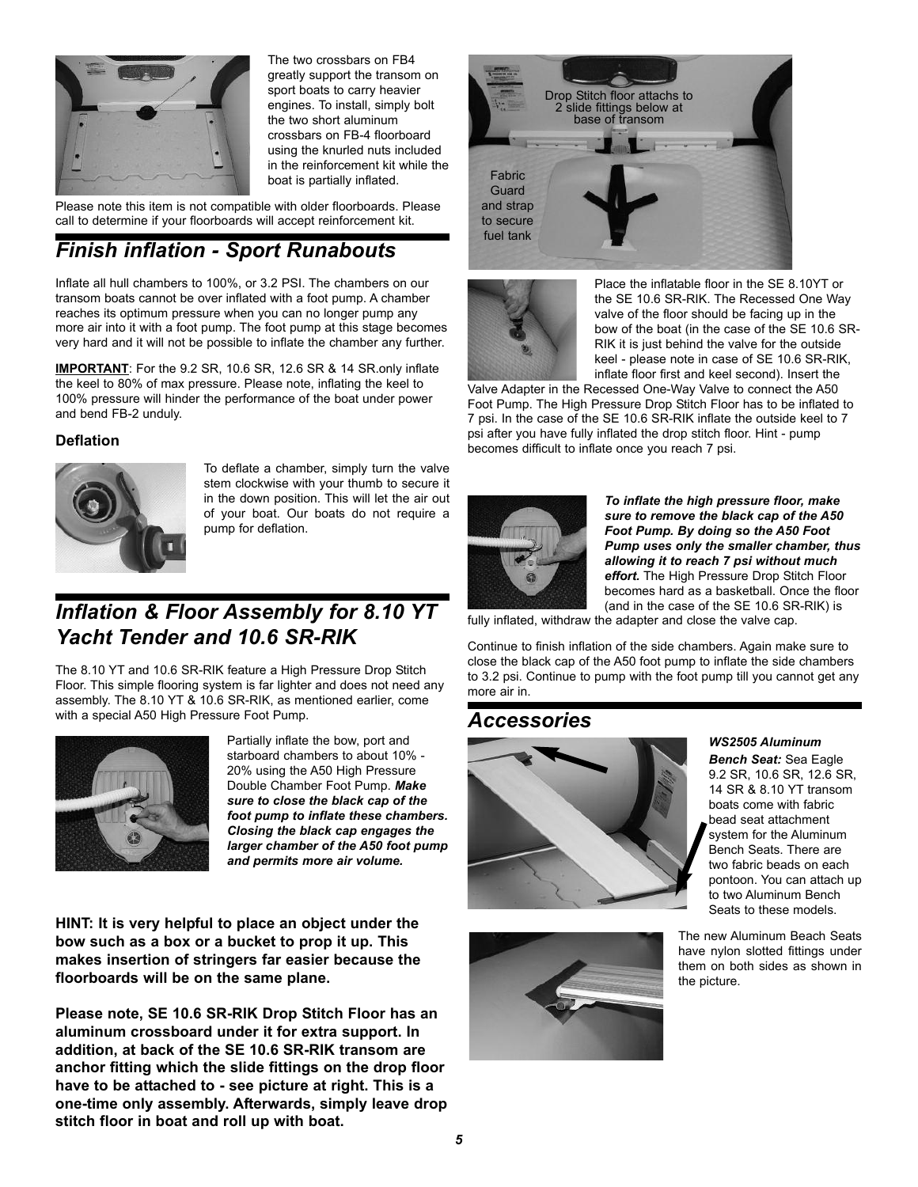The two crossbars on FB4 greatly support the transom on sport boats to carry heavier engines. To install, simply bolt the two short aluminum crossbars on FB-4 floorboard using the knurled nuts included in the reinforcement kit while the boat is partially inflated.

Please note this item is not compatible with older floorboards. Please call to determine if your floorboards will accept reinforcement kit.

## *Finish inflation - Sport Runabouts*

Inflate all hull chambers to 100%, or 3.2 PSI. The chambers on our transom boats cannot be over inflated with a foot pump. A chamber reaches its optimum pressure when you can no longer pump any more air into it with a foot pump. The foot pump at this stage becomes very hard and it will not be possible to inflate the chamber any further.

**IMPORTANT**: For the 9.2 SR, 10.6 SR, 12.6 SR & 14 SR.only inflate the keel to 80% of max pressure. Please note, inflating the keel to 100% pressure will hinder the performance of the boat under power and bend FB-2 unduly.

### Deflation

To deflate a chamber, simply turn the valve stem clockwise with your thumb to secure it in the down position. This will let the air out of your boat. Our boats do not require a pump for deflation.

## *Inflation & Floor Assembly for 8.10 YT Yacht Tender and 10.6 SR-RIK*

The 8.10 YT and 10.6 SR-RIK feature a High Pressure Drop Stitch Floor. This simple flooring system is far lighter and does not need any assembly. The 8.10 YT & 10.6 SR-RIK, as mentioned earlier, come with a special A50 High Pressure Foot Pump.

Partially inflate the bow, port and starboard chambers to about 10% - 20% using the A50 High Pressure Double Chamber Foot Pump. ***Make sure to close the black cap of the foot pump to inflate these chambers. Closing the black cap engages the larger chamber of the A50 foot pump and permits more air volume.***

**HINT: It is very helpful to place an object under the bow such as a box or a bucket to prop it up. This makes insertion of stringers far easier because the floorboards will be on the same plane.**

**Please note, SE 10.6 SR-RIK Drop Stitch Floor has an aluminum crossboard under it for extra support. In addition, at back of the SE 10.6 SR-RIK transom are anchor fitting which the slide fittings on the drop floor have to be attached to - see picture at right. This is a one-time only assembly. Afterwards, simply leave drop stitch floor in boat and roll up with boat.**

Drop Stitch floor attachs to 2 slide fittings below at base of transom

Fabric Guard and strap to secure fuel tank

Place the inflatable floor in the SE 8.10YT or the SE 10.6 SR-RIK. The Recessed One Way valve of the floor should be facing up in the bow of the boat (in the case of the SE 10.6 SR-RIK it is just behind the valve for the outside keel - please note in case of SE 10.6 SR-RIK, inflate floor first and keel second). Insert the Valve Adapter in the Recessed One-Way Valve to connect the A50 Foot Pump. The High Pressure Drop Stitch Floor has to be inflated to 7 psi. In the case of the SE 10.6 SR-RIK inflate the outside keel to 7 psi after you have fully inflated the drop stitch floor. Hint - pump becomes difficult to inflate once you reach 7 psi.

***To inflate the high pressure floor, make sure to remove the black cap of the A50 Foot Pump. By doing so the A50 Foot Pump uses only the smaller chamber, thus allowing it to reach 7 psi without much effort.*** The High Pressure Drop Stitch Floor becomes hard as a basketball. Once the floor (and in the case of the SE 10.6 SR-RIK) is fully inflated, withdraw the adapter and close the valve cap.

Continue to finish inflation of the side chambers. Again make sure to close the black cap of the A50 foot pump to inflate the side chambers to 3.2 psi. Continue to pump with the foot pump till you cannot get any more air in.

## *Accessories*

***WS2505 Aluminum Bench Seat:*** Sea Eagle 9.2 SR, 10.6 SR, 12.6 SR, 14 SR & 8.10 YT transom boats come with fabric bead seat attachment system for the Aluminum Bench Seats. There are two fabric beads on each pontoon. You can attach up to two Aluminum Bench Seats to these models.

The new Aluminum Beach Seats have nylon slotted fittings under them on both sides as shown in the picture.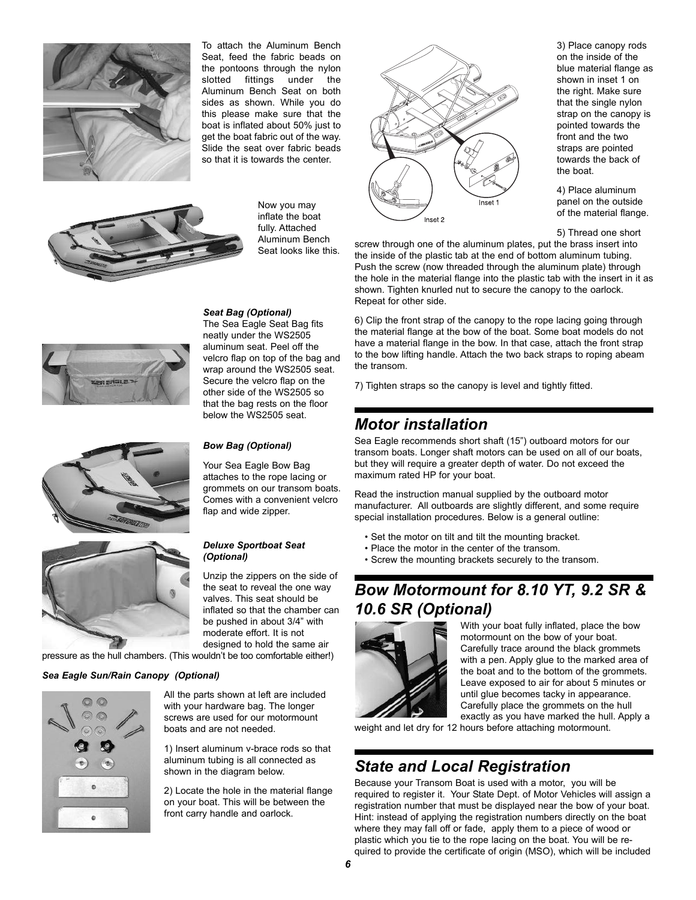To attach the Aluminum Bench Seat, feed the fabric beads on the pontoons through the nylon slotted fittings under the Aluminum Bench Seat on both sides as shown. While you do this please make sure that the boat is inflated about 50% just to get the boat fabric out of the way. Slide the seat over fabric beads so that it is towards the center.

Now you may inflate the boat fully. Attached Aluminum Bench Seat looks like this.

***Seat Bag (Optional)***

The Sea Eagle Seat Bag fits neatly under the WS2505 aluminum seat. Peel off the velcro flap on top of the bag and wrap around the WS2505 seat. Secure the velcro flap on the other side of the WS2505 so that the bag rests on the floor below the WS2505 seat.

***Bow Bag (Optional)***

Your Sea Eagle Bow Bag attaches to the rope lacing or grommets on our transom boats. Comes with a convenient velcro flap and wide zipper.

***Deluxe Sportboat Seat (Optional)***

Unzip the zippers on the side of the seat to reveal the one way valves. This seat should be inflated so that the chamber can be pushed in about 3/4" with moderate effort. It is not designed to hold the same air pressure as the hull chambers. (This wouldn't be too comfortable either!)

***Sea Eagle Sun/Rain Canopy (Optional)***

All the parts shown at left are included with your hardware bag. The longer screws are used for our motormount boats and are not needed.

1) Insert aluminum v-brace rods so that aluminum tubing is all connected as shown in the diagram below.

2) Locate the hole in the material flange on your boat. This will be between the front carry handle and oarlock.

Inset 1

Inset 2

3) Place canopy rods on the inside of the blue material flange as shown in inset 1 on the right. Make sure that the single nylon strap on the canopy is pointed towards the front and the two straps are pointed towards the back of the boat.

4) Place aluminum panel on the outside of the material flange.

5) Thread one short screw through one of the aluminum plates, put the brass insert into the inside of the plastic tab at the end of bottom aluminum tubing. Push the screw (now threaded through the aluminum plate) through the hole in the material flange into the plastic tab with the insert in it as shown. Tighten knurled nut to secure the canopy to the oarlock. Repeat for other side.

6) Clip the front strap of the canopy to the rope lacing going through the material flange at the bow of the boat. Some boat models do not have a material flange in the bow. In that case, attach the front strap to the bow lifting handle. Attach the two back straps to roping abeam the transom.

7) Tighten straps so the canopy is level and tightly fitted.

## *Motor installation*

Sea Eagle recommends short shaft (15") outboard motors for our transom boats. Longer shaft motors can be used on all of our boats, but they will require a greater depth of water. Do not exceed the maximum rated HP for your boat.

Read the instruction manual supplied by the outboard motor manufacturer. All outboards are slightly different, and some require special installation procedures. Below is a general outline:

- Set the motor on tilt and tilt the mounting bracket.
- Place the motor in the center of the transom.
- Screw the mounting brackets securely to the transom.

## *Bow Motormount for 8.10 YT, 9.2 SR & 10.6 SR (Optional)*

With your boat fully inflated, place the bow motormount on the bow of your boat. Carefully trace around the black grommets with a pen. Apply glue to the marked area of the boat and to the bottom of the grommets. Leave exposed to air for about 5 minutes or until glue becomes tacky in appearance. Carefully place the grommets on the hull exactly as you have marked the hull. Apply a weight and let dry for 12 hours before attaching motormount.

## *State and Local Registration*

Because your Transom Boat is used with a motor, you will be required to register it. Your State Dept. of Motor Vehicles will assign a registration number that must be displayed near the bow of your boat. Hint: instead of applying the registration numbers directly on the boat where they may fall off or fade, apply them to a piece of wood or plastic which you tie to the rope lacing on the boat. You will be required to provide the certificate of origin (MSO), which will be included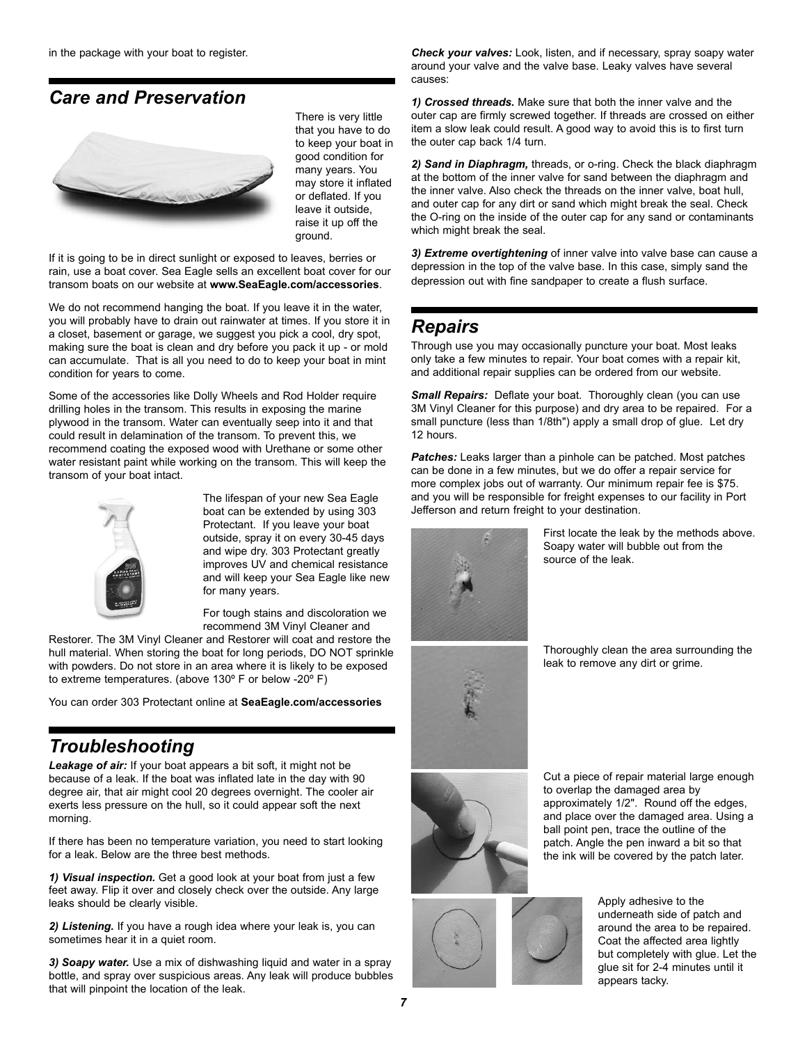in the package with your boat to register.

## Care and Preservation

There is very little that you have to do to keep your boat in good condition for many years. You may store it inflated or deflated. If you leave it outside, raise it up off the ground.

If it is going to be in direct sunlight or exposed to leaves, berries or rain, use a boat cover. Sea Eagle sells an excellent boat cover for our transom boats on our website at **www.SeaEagle.com/accessories**.

We do not recommend hanging the boat. If you leave it in the water, you will probably have to drain out rainwater at times. If you store it in a closet, basement or garage, we suggest you pick a cool, dry spot, making sure the boat is clean and dry before you pack it up - or mold can accumulate. That is all you need to do to keep your boat in mint condition for years to come.

Some of the accessories like Dolly Wheels and Rod Holder require drilling holes in the transom. This results in exposing the marine plywood in the transom. Water can eventually seep into it and that could result in delamination of the transom. To prevent this, we recommend coating the exposed wood with Urethane or some other water resistant paint while working on the transom. This will keep the transom of your boat intact.

The lifespan of your new Sea Eagle boat can be extended by using 303 Protectant. If you leave your boat outside, spray it on every 30-45 days and wipe dry. 303 Protectant greatly improves UV and chemical resistance and will keep your Sea Eagle like new for many years.

For tough stains and discoloration we recommend 3M Vinyl Cleaner and Restorer. The 3M Vinyl Cleaner and Restorer will coat and restore the hull material. When storing the boat for long periods, DO NOT sprinkle with powders. Do not store in an area where it is likely to be exposed to extreme temperatures. (above 130º F or below -20º F)

You can order 303 Protectant online at **SeaEagle.com/accessories**

## Troubleshooting

***Leakage of air:*** If your boat appears a bit soft, it might not be because of a leak. If the boat was inflated late in the day with 90 degree air, that air might cool 20 degrees overnight. The cooler air exerts less pressure on the hull, so it could appear soft the next morning.

If there has been no temperature variation, you need to start looking for a leak. Below are the three best methods.

***1) Visual inspection.*** Get a good look at your boat from just a few feet away. Flip it over and closely check over the outside. Any large leaks should be clearly visible.

***2) Listening.*** If you have a rough idea where your leak is, you can sometimes hear it in a quiet room.

***3) Soapy water.*** Use a mix of dishwashing liquid and water in a spray bottle, and spray over suspicious areas. Any leak will produce bubbles that will pinpoint the location of the leak.

***Check your valves:*** Look, listen, and if necessary, spray soapy water around your valve and the valve base. Leaky valves have several causes:

***1) Crossed threads.*** Make sure that both the inner valve and the outer cap are firmly screwed together. If threads are crossed on either item a slow leak could result. A good way to avoid this is to first turn the outer cap back 1/4 turn.

***2) Sand in Diaphragm,*** threads, or o-ring. Check the black diaphragm at the bottom of the inner valve for sand between the diaphragm and the inner valve. Also check the threads on the inner valve, boat hull, and outer cap for any dirt or sand which might break the seal. Check the O-ring on the inside of the outer cap for any sand or contaminants which might break the seal.

***3) Extreme overtightening*** of inner valve into valve base can cause a depression in the top of the valve base. In this case, simply sand the depression out with fine sandpaper to create a flush surface.

## Repairs

Through use you may occasionally puncture your boat. Most leaks only take a few minutes to repair. Your boat comes with a repair kit, and additional repair supplies can be ordered from our website.

***Small Repairs:*** Deflate your boat. Thoroughly clean (you can use 3M Vinyl Cleaner for this purpose) and dry area to be repaired. For a small puncture (less than 1/8th") apply a small drop of glue. Let dry 12 hours.

***Patches:*** Leaks larger than a pinhole can be patched. Most patches can be done in a few minutes, but we do offer a repair service for more complex jobs out of warranty. Our minimum repair fee is $75. and you will be responsible for freight expenses to our facility in Port Jefferson and return freight to your destination.

First locate the leak by the methods above. Soapy water will bubble out from the source of the leak.

Thoroughly clean the area surrounding the leak to remove any dirt or grime.

Cut a piece of repair material large enough to overlap the damaged area by approximately 1/2". Round off the edges, and place over the damaged area. Using a ball point pen, trace the outline of the patch. Angle the pen inward a bit so that the ink will be covered by the patch later.

Apply adhesive to the underneath side of patch and around the area to be repaired. Coat the affected area lightly but completely with glue. Let the glue sit for 2-4 minutes until it appears tacky.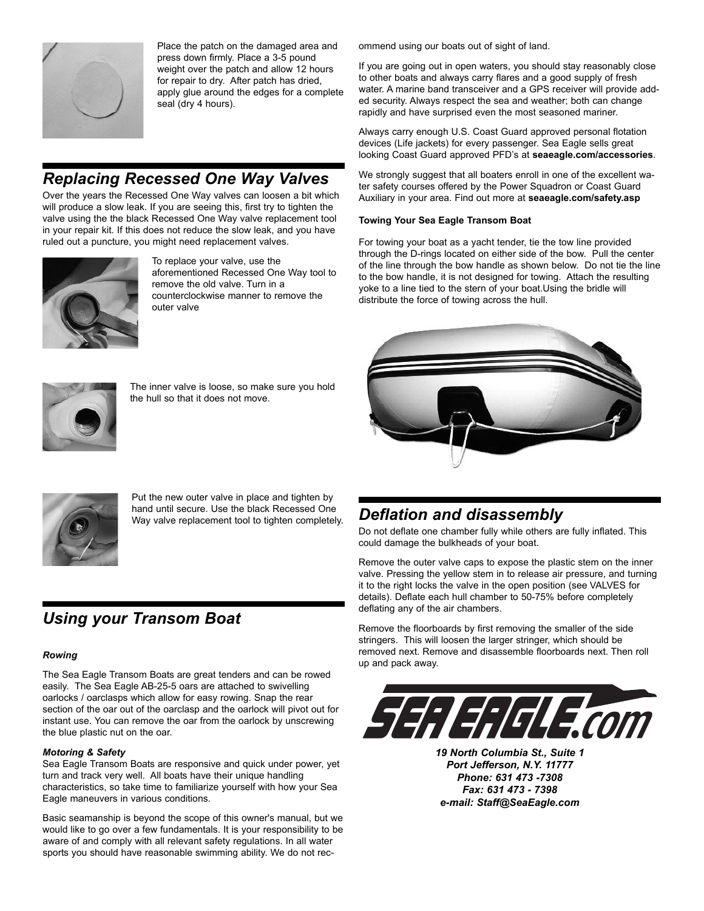Place the patch on the damaged area and press down firmly. Place a 3-5 pound weight over the patch and allow 12 hours for repair to dry. After patch has dried, apply glue around the edges for a complete seal (dry 4 hours).

## Replacing Recessed One Way Valves

Over the years the Recessed One Way valves can loosen a bit which will produce a slow leak. If you are seeing this, first try to tighten the valve using the the black Recessed One Way valve replacement tool in your repair kit. If this does not reduce the slow leak, and you have ruled out a puncture, you might need replacement valves.

To replace your valve, use the aforementioned Recessed One Way tool to remove the old valve. Turn in a counterclockwise manner to remove the outer valve

The inner valve is loose, so make sure you hold the hull so that it does not move.

Put the new outer valve in place and tighten by hand until secure. Use the black Recessed One Way valve replacement tool to tighten completely.

## Using your Transom Boat

### *Rowing*

The Sea Eagle Transom Boats are great tenders and can be rowed easily. The Sea Eagle AB-25-5 oars are attached to swivelling oarlocks / oarclasps which allow for easy rowing. Snap the rear section of the oar out of the oarclasp and the oarlock will pivot out for instant use. You can remove the oar from the oarlock by unscrewing the blue plastic nut on the oar.

### *Motoring & Safety*

Sea Eagle Transom Boats are responsive and quick under power, yet turn and track very well. All boats have their unique handling characteristics, so take time to familiarize yourself with how your Sea Eagle maneuvers in various conditions.

Basic seamanship is beyond the scope of this owner's manual, but we would like to go over a few fundamentals. It is your responsibility to be aware of and comply with all relevant safety regulations. In all water sports you should have reasonable swimming ability. We do not recommend using our boats out of sight of land.

If you are going out in open waters, you should stay reasonably close to other boats and always carry flares and a good supply of fresh water. A marine band transceiver and a GPS receiver will provide added security. Always respect the sea and weather; both can change rapidly and have surprised even the most seasoned mariner.

Always carry enough U.S. Coast Guard approved personal flotation devices (Life jackets) for every passenger. Sea Eagle sells great looking Coast Guard approved PFD's at **seaeagle.com/accessories**.

We strongly suggest that all boaters enroll in one of the excellent water safety courses offered by the Power Squadron or Coast Guard Auxiliary in your area. Find out more at **seaeagle.com/safety.asp**

**Towing Your Sea Eagle Transom Boat**

For towing your boat as a yacht tender, tie the tow line provided through the D-rings located on either side of the bow. Pull the center of the line through the bow handle as shown below. Do not tie the line to the bow handle, it is not designed for towing. Attach the resulting yoke to a line tied to the stern of your boat.Using the bridle will distribute the force of towing across the hull.

## Deflation and disassembly

Do not deflate one chamber fully while others are fully inflated. This could damage the bulkheads of your boat.

Remove the outer valve caps to expose the plastic stem on the inner valve. Pressing the yellow stem in to release air pressure, and turning it to the right locks the valve in the open position (see VALVES for details). Deflate each hull chamber to 50-75% before completely deflating any of the air chambers.

Remove the floorboards by first removing the smaller of the side stringers. This will loosen the larger stringer, which should be removed next. Remove and disassemble floorboards next. Then roll up and pack away.

SEA EAGLE.com

***19 North Columbia St., Suite 1***
***Port Jefferson, N.Y. 11777***
***Phone: 631 473 -7308***
***Fax: 631 473 - 7398***
***e-mail: Staff@SeaEagle.com***